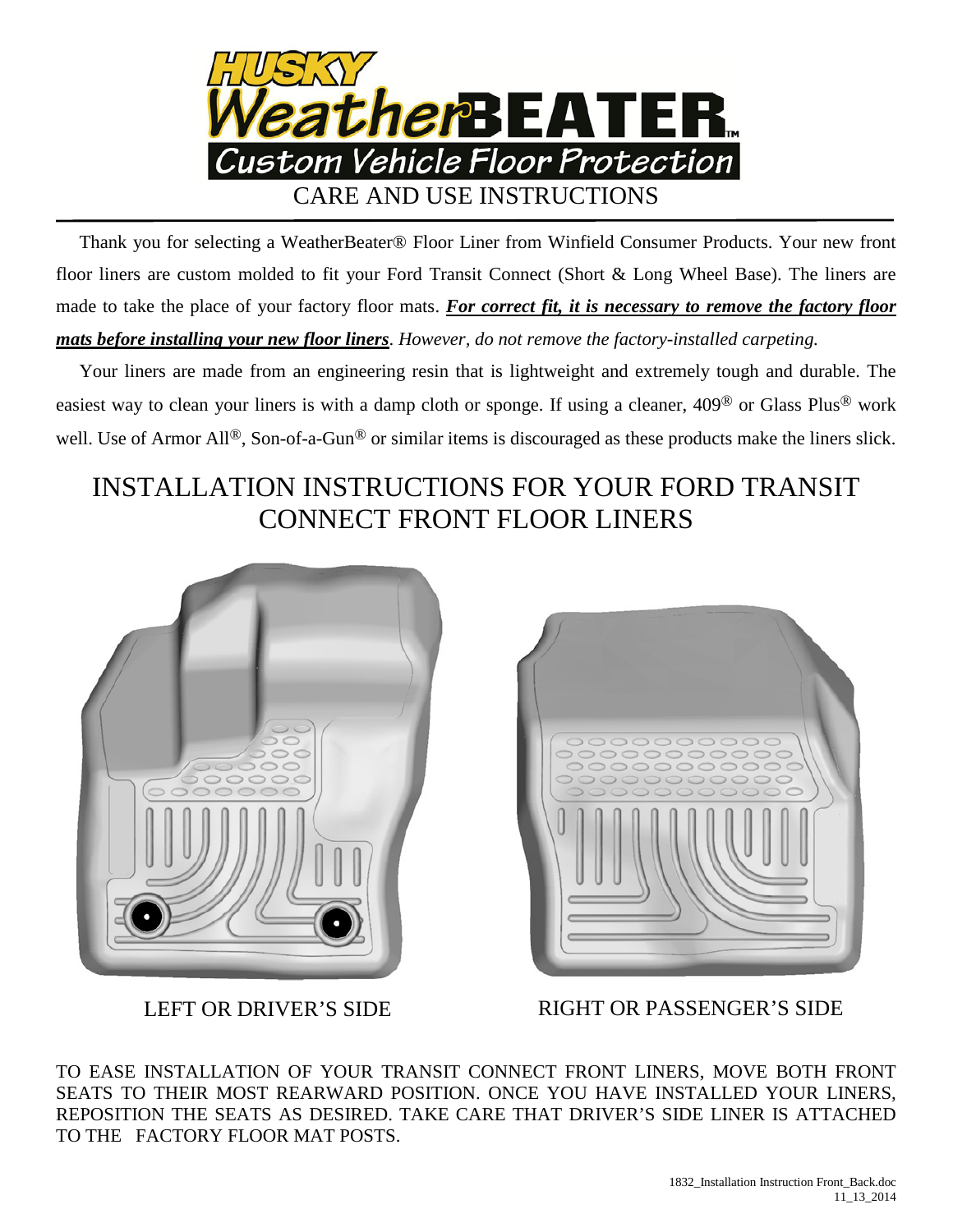# HUSKY WeatherBEATER™

## Custom Vehicle Floor Protection

CARE AND USE INSTRUCTIONS

Thank you for selecting a WeatherBeater® Floor Liner from Winfield Consumer Products. Your new front floor liners are custom molded to fit your Ford Transit Connect (Short & Long Wheel Base). The liners are made to take the place of your factory floor mats. ***For correct fit, it is necessary to remove the factory floor mats before installing your new floor liners****. However, do not remove the factory-installed carpeting.*

Your liners are made from an engineering resin that is lightweight and extremely tough and durable. The easiest way to clean your liners is with a damp cloth or sponge. If using a cleaner, 409® or Glass Plus® work well. Use of Armor All®, Son-of-a-Gun® or similar items is discouraged as these products make the liners slick.

## INSTALLATION INSTRUCTIONS FOR YOUR FORD TRANSIT CONNECT FRONT FLOOR LINERS

LEFT OR DRIVER'S SIDE

RIGHT OR PASSENGER'S SIDE

TO EASE INSTALLATION OF YOUR TRANSIT CONNECT FRONT LINERS, MOVE BOTH FRONT SEATS TO THEIR MOST REARWARD POSITION. ONCE YOU HAVE INSTALLED YOUR LINERS, REPOSITION THE SEATS AS DESIRED. TAKE CARE THAT DRIVER'S SIDE LINER IS ATTACHED TO THE FACTORY FLOOR MAT POSTS.

1832_Installation Instruction Front_Back.doc
11_13_2014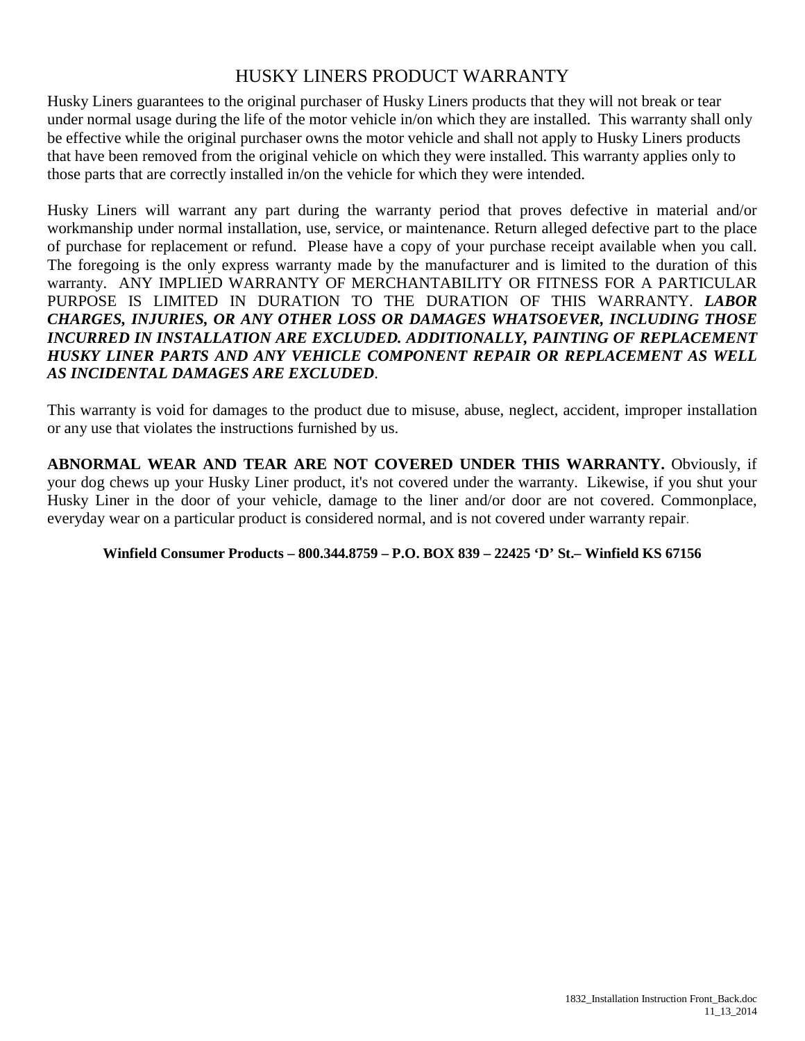# HUSKY LINERS PRODUCT WARRANTY

Husky Liners guarantees to the original purchaser of Husky Liners products that they will not break or tear under normal usage during the life of the motor vehicle in/on which they are installed. This warranty shall only be effective while the original purchaser owns the motor vehicle and shall not apply to Husky Liners products that have been removed from the original vehicle on which they were installed. This warranty applies only to those parts that are correctly installed in/on the vehicle for which they were intended.

Husky Liners will warrant any part during the warranty period that proves defective in material and/or workmanship under normal installation, use, service, or maintenance. Return alleged defective part to the place of purchase for replacement or refund. Please have a copy of your purchase receipt available when you call. The foregoing is the only express warranty made by the manufacturer and is limited to the duration of this warranty. ANY IMPLIED WARRANTY OF MERCHANTABILITY OR FITNESS FOR A PARTICULAR PURPOSE IS LIMITED IN DURATION TO THE DURATION OF THIS WARRANTY. ***LABOR CHARGES, INJURIES, OR ANY OTHER LOSS OR DAMAGES WHATSOEVER, INCLUDING THOSE INCURRED IN INSTALLATION ARE EXCLUDED. ADDITIONALLY, PAINTING OF REPLACEMENT HUSKY LINER PARTS AND ANY VEHICLE COMPONENT REPAIR OR REPLACEMENT AS WELL AS INCIDENTAL DAMAGES ARE EXCLUDED***.

This warranty is void for damages to the product due to misuse, abuse, neglect, accident, improper installation or any use that violates the instructions furnished by us.

**ABNORMAL WEAR AND TEAR ARE NOT COVERED UNDER THIS WARRANTY.** Obviously, if your dog chews up your Husky Liner product, it's not covered under the warranty. Likewise, if you shut your Husky Liner in the door of your vehicle, damage to the liner and/or door are not covered. Commonplace, everyday wear on a particular product is considered normal, and is not covered under warranty repair.

**Winfield Consumer Products – 800.344.8759 – P.O. BOX 839 – 22425 'D' St.– Winfield KS 67156**

1832_Installation Instruction Front_Back.doc
11_13_2014